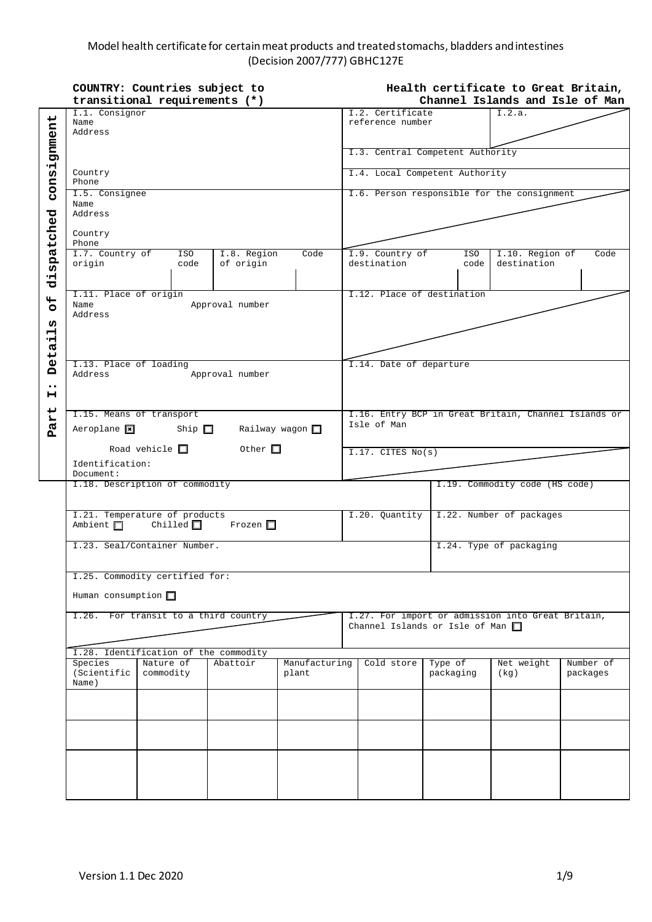Model health certificate for certain meat products and treated stomachs, bladders and intestines (Decision 2007/777) GBHC127E

**COUNTRY: Countries subject to transitional requirements (\*)**

**Health certificate to Great Britain, Channel Islands and Isle of Man**

**Part I: Details of dispatched consignment**

| | |
|---|---|
| I.1. Consignor<br>Name<br>Address<br><br>Country<br>Phone | I.2. Certificate reference number / I.2.a.<br><br>I.3. Central Competent Authority<br><br>I.4. Local Competent Authority |
| I.5. Consignee<br>Name<br>Address<br><br>Country<br>Phone | I.6. Person responsible for the consignment |
| I.7. Country of origin / ISO code / I.8. Region of origin / Code | I.9. Country of destination / ISO code / I.10. Region of destination / Code |
| I.11. Place of origin<br>Name / Approval number<br>Address | I.12. Place of destination |
| I.13. Place of loading<br>Address / Approval number | I.14. Date of departure |
| I.15. Means of transport<br>Aeroplane ☒ Ship ☐ Railway wagon ☐<br>Road vehicle ☐ Other ☐<br>Identification:<br>Document: | I.16. Entry BCP in Great Britain, Channel Islands or Isle of Man<br><br>I.17. CITES No(s) |
| I.18. Description of commodity | I.19. Commodity code (HS code) |
| I.21. Temperature of products<br>Ambient ☐ Chilled ☐ Frozen ☐ | I.20. Quantity / I.22. Number of packages |
| I.23. Seal/Container Number. | I.24. Type of packaging |
| I.25. Commodity certified for:<br>Human consumption ☐ | |
| I.26. For transit to a third country | I.27. For import or admission into Great Britain, Channel Islands or Isle of Man ☐ |

I.28. Identification of the commodity

| Species (Scientific Name) | Nature of commodity | Abattoir | Manufacturing plant | Cold store | Type of packaging | Net weight (kg) | Number of packages |
|---|---|---|---|---|---|---|---|
| | | | | | | | |
| | | | | | | | |
| | | | | | | | |

Version 1.1 Dec 2020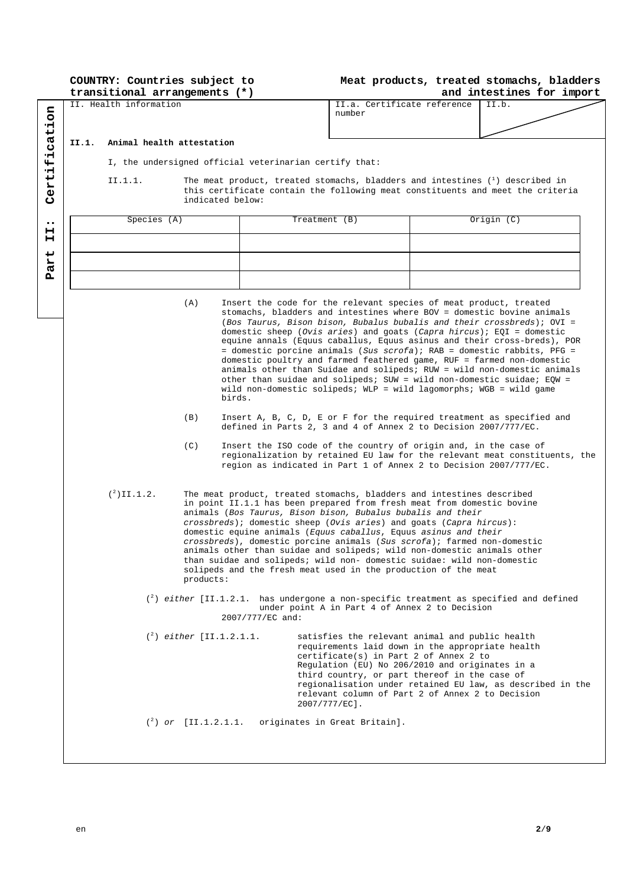**COUNTRY: Countries subject to transitional arrangements (*)**

**Meat products, treated stomachs, bladders and intestines for import**

Part II: Certification

| II. Health information | II.a. Certificate reference number | II.b. |
|---|---|---|

**II.1. Animal health attestation**

I, the undersigned official veterinarian certify that:

II.1.1. The meat product, treated stomachs, bladders and intestines [1] described in this certificate contain the following meat constituents and meet the criteria indicated below:

| Species (A) | Treatment (B) | Origin (C) |
|---|---|---|
| | | |
| | | |
| | | |

(A) Insert the code for the relevant species of meat product, treated stomachs, bladders and intestines where BOV = domestic bovine animals (*Bos Taurus, Bison bison, Bubalus bubalis and their crossbreds*); OVI = domestic sheep (*Ovis aries*) and goats (*Capra hircus*); EQI = domestic equine annals (Equus caballus, Equus asinus and their cross-breds), POR = domestic porcine animals (*Sus scrofa*); RAB = domestic rabbits, PFG = domestic poultry and farmed feathered game, RUF = farmed non-domestic animals other than Suidae and solipeds; RUW = wild non-domestic animals other than suidae and solipeds; SUW = wild non-domestic suidae; EQW = wild non-domestic solipeds; WLP = wild lagomorphs; WGB = wild game birds.

(B) Insert A, B, C, D, E or F for the required treatment as specified and defined in Parts 2, 3 and 4 of Annex 2 to Decision 2007/777/EC.

(C) Insert the ISO code of the country of origin and, in the case of regionalization by retained EU law for the relevant meat constituents, the region as indicated in Part 1 of Annex 2 to Decision 2007/777/EC.

[2]II.1.2. The meat product, treated stomachs, bladders and intestines described in point II.1.1 has been prepared from fresh meat from domestic bovine animals (*Bos Taurus, Bison bison, Bubalus bubalis and their crossbreds*); domestic sheep (*Ovis aries*) and goats (*Capra hircus*): domestic equine animals (*Equus caballus*, Equus *asinus and their crossbreds*), domestic porcine animals (*Sus scrofa*); farmed non-domestic animals other than suidae and solipeds; wild non-domestic animals other than suidae and solipeds; wild non- domestic suidae: wild non-domestic solipeds and the fresh meat used in the production of the meat products:

[2] *either* [II.1.2.1. has undergone a non-specific treatment as specified and defined under point A in Part 4 of Annex 2 to Decision 2007/777/EC and:

[2] *either* [II.1.2.1.1. satisfies the relevant animal and public health requirements laid down in the appropriate health certificate(s) in Part 2 of Annex 2 to Regulation (EU) No 206/2010 and originates in a third country, or part thereof in the case of regionalisation under retained EU law, as described in the relevant column of Part 2 of Annex 2 to Decision 2007/777/EC].

[2] *or* [II.1.2.1.1. originates in Great Britain].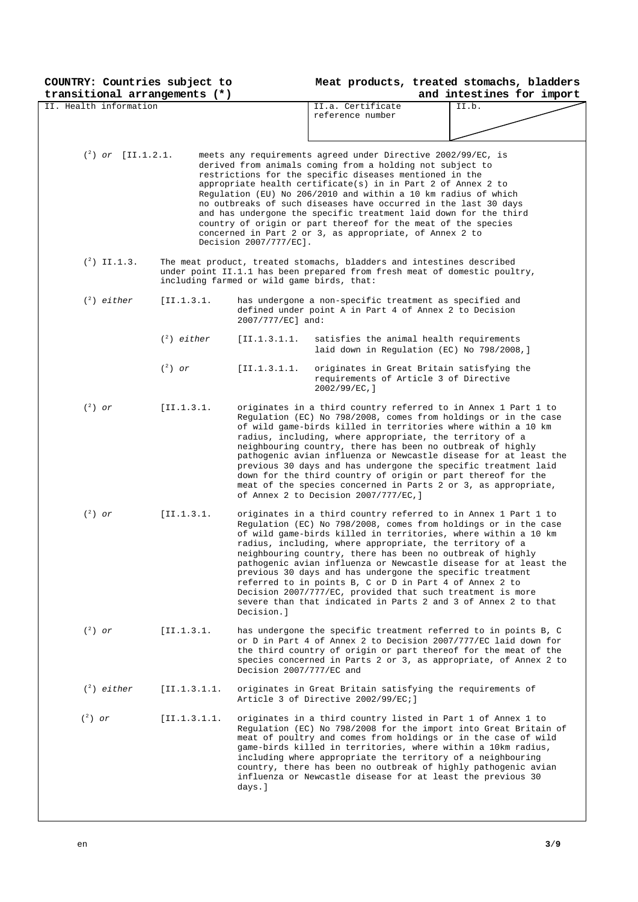**COUNTRY: Countries subject to transitional arrangements (*)**

**Meat products, treated stomachs, bladders and intestines for import**

| II. Health information | II.a. Certificate reference number | II.b. |
|---|---|---|

(2) *or* [II.1.2.1. meets any requirements agreed under Directive 2002/99/EC, is derived from animals coming from a holding not subject to restrictions for the specific diseases mentioned in the appropriate health certificate(s) in in Part 2 of Annex 2 to Regulation (EU) No 206/2010 and within a 10 km radius of which no outbreaks of such diseases have occurred in the last 30 days and has undergone the specific treatment laid down for the third country of origin or part thereof for the meat of the species concerned in Part 2 or 3, as appropriate, of Annex 2 to Decision 2007/777/EC].

(2) II.1.3. The meat product, treated stomachs, bladders and intestines described under point II.1.1 has been prepared from fresh meat of domestic poultry, including farmed or wild game birds, that:

(2) *either* [II.1.3.1. has undergone a non-specific treatment as specified and defined under point A in Part 4 of Annex 2 to Decision 2007/777/EC] and:

(2) *either* [II.1.3.1.1. satisfies the animal health requirements laid down in Regulation (EC) No 798/2008,]

(2) *or* [II.1.3.1.1. originates in Great Britain satisfying the requirements of Article 3 of Directive 2002/99/EC,]

(2) *or* [II.1.3.1. originates in a third country referred to in Annex 1 Part 1 to Regulation (EC) No 798/2008, comes from holdings or in the case of wild game-birds killed in territories where within a 10 km radius, including, where appropriate, the territory of a neighbouring country, there has been no outbreak of highly pathogenic avian influenza or Newcastle disease for at least the previous 30 days and has undergone the specific treatment laid down for the third country of origin or part thereof for the meat of the species concerned in Parts 2 or 3, as appropriate, of Annex 2 to Decision 2007/777/EC,]

(2) *or* [II.1.3.1. originates in a third country referred to in Annex 1 Part 1 to Regulation (EC) No 798/2008, comes from holdings or in the case of wild game-birds killed in territories, where within a 10 km radius, including, where appropriate, the territory of a neighbouring country, there has been no outbreak of highly pathogenic avian influenza or Newcastle disease for at least the previous 30 days and has undergone the specific treatment referred to in points B, C or D in Part 4 of Annex 2 to Decision 2007/777/EC, provided that such treatment is more severe than that indicated in Parts 2 and 3 of Annex 2 to that Decision.]

(2) *or* [II.1.3.1. has undergone the specific treatment referred to in points B, C or D in Part 4 of Annex 2 to Decision 2007/777/EC laid down for the third country of origin or part thereof for the meat of the species concerned in Parts 2 or 3, as appropriate, of Annex 2 to Decision 2007/777/EC and

(2) *either* [II.1.3.1.1. originates in Great Britain satisfying the requirements of Article 3 of Directive 2002/99/EC;]

(2) *or* [II.1.3.1.1. originates in a third country listed in Part 1 of Annex 1 to Regulation (EC) No 798/2008 for the import into Great Britain of meat of poultry and comes from holdings or in the case of wild game-birds killed in territories, where within a 10km radius, including where appropriate the territory of a neighbouring country, there has been no outbreak of highly pathogenic avian influenza or Newcastle disease for at least the previous 30 days.]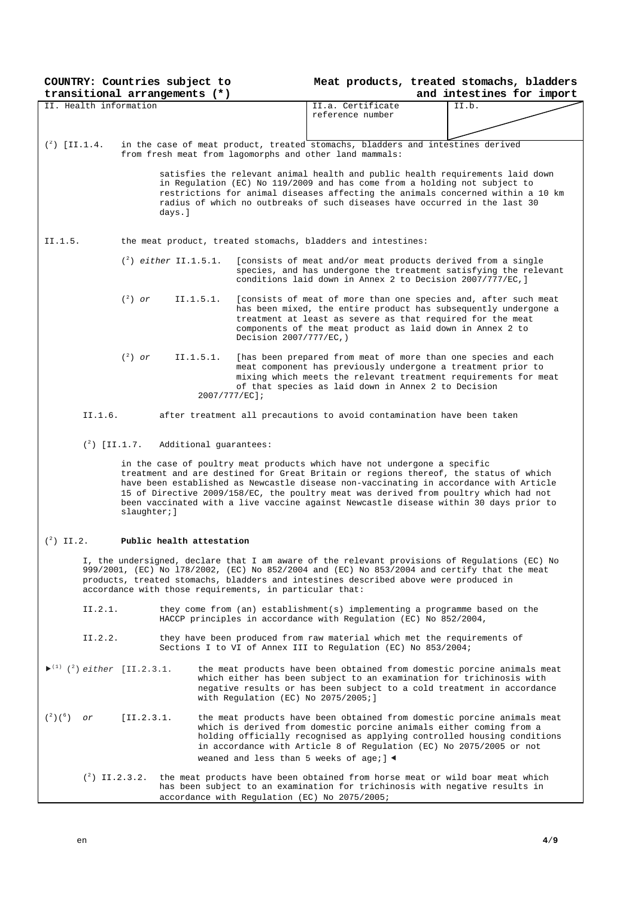**COUNTRY: Countries subject to transitional arrangements (\*)**

**Meat products, treated stomachs, bladders and intestines for import**

| II. Health information | II.a. Certificate reference number | II.b. |
|---|---|---|

([2]) [II.1.4. in the case of meat product, treated stomachs, bladders and intestines derived from fresh meat from lagomorphs and other land mammals:

satisfies the relevant animal health and public health requirements laid down in Regulation (EC) No 119/2009 and has come from a holding not subject to restrictions for animal diseases affecting the animals concerned within a 10 km radius of which no outbreaks of such diseases have occurred in the last 30 days.]

II.1.5. the meat product, treated stomachs, bladders and intestines:

([2]) *either* II.1.5.1. [consists of meat and/or meat products derived from a single species, and has undergone the treatment satisfying the relevant conditions laid down in Annex 2 to Decision 2007/777/EC,]

([2]) *or* II.1.5.1. [consists of meat of more than one species and, after such meat has been mixed, the entire product has subsequently undergone a treatment at least as severe as that required for the meat components of the meat product as laid down in Annex 2 to Decision 2007/777/EC,)

([2]) *or* II.1.5.1. [has been prepared from meat of more than one species and each meat component has previously undergone a treatment prior to mixing which meets the relevant treatment requirements for meat of that species as laid down in Annex 2 to Decision 2007/777/EC];

II.1.6. after treatment all precautions to avoid contamination have been taken

([2]) [II.1.7. Additional guarantees:

in the case of poultry meat products which have not undergone a specific treatment and are destined for Great Britain or regions thereof, the status of which have been established as Newcastle disease non-vaccinating in accordance with Article 15 of Directive 2009/158/EC, the poultry meat was derived from poultry which had not been vaccinated with a live vaccine against Newcastle disease within 30 days prior to slaughter;]

([2]) II.2. **Public health attestation**

I, the undersigned, declare that I am aware of the relevant provisions of Regulations (EC) No 999/2001, (EC) No 178/2002, (EC) No 852/2004 and (EC) No 853/2004 and certify that the meat products, treated stomachs, bladders and intestines described above were produced in accordance with those requirements, in particular that:

II.2.1. they come from (an) establishment(s) implementing a programme based on the HACCP principles in accordance with Regulation (EC) No 852/2004,

II.2.2. they have been produced from raw material which met the requirements of Sections I to VI of Annex III to Regulation (EC) No 853/2004;

►[1] ([2]) *either* [II.2.3.1. the meat products have been obtained from domestic porcine animals meat which either has been subject to an examination for trichinosis with negative results or has been subject to a cold treatment in accordance with Regulation (EC) No 2075/2005;]

([2])([6]) *or* [II.2.3.1. the meat products have been obtained from domestic porcine animals meat which is derived from domestic porcine animals either coming from a holding officially recognised as applying controlled housing conditions in accordance with Article 8 of Regulation (EC) No 2075/2005 or not weaned and less than 5 weeks of age;] ◄

([2]) II.2.3.2. the meat products have been obtained from horse meat or wild boar meat which has been subject to an examination for trichinosis with negative results in accordance with Regulation (EC) No 2075/2005;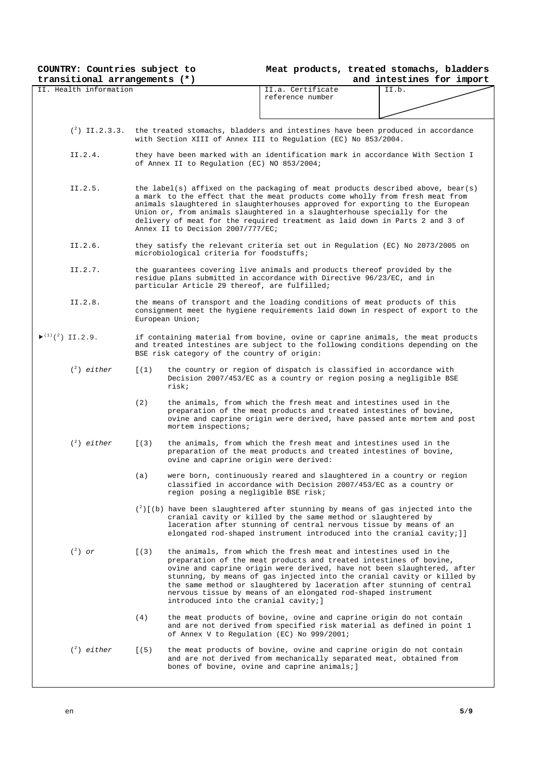COUNTRY: Countries subject to transitional arrangements (*)

Meat products, treated stomachs, bladders and intestines for import

| II. Health information | II.a. Certificate reference number | II.b. |
|---|---|---|

([2]) II.2.3.3. the treated stomachs, bladders and intestines have been produced in accordance with Section XIII of Annex III to Regulation (EC) No 853/2004.

II.2.4. they have been marked with an identification mark in accordance With Section I of Annex II to Regulation (EC) NO 853/2004;

II.2.5. the label(s) affixed on the packaging of meat products described above, bear(s) a mark to the effect that the meat products come wholly from fresh meat from animals slaughtered in slaughterhouses approved for exporting to the European Union or, from animals slaughtered in a slaughterhouse specially for the delivery of meat for the required treatment as laid down in Parts 2 and 3 of Annex II to Decision 2007/777/EC;

II.2.6. they satisfy the relevant criteria set out in Regulation (EC) No 2073/2005 on microbiological criteria for foodstuffs;

II.2.7. the guarantees covering live animals and products thereof provided by the residue plans submitted in accordance with Directive 96/23/EC, and in particular Article 29 thereof, are fulfilled;

II.2.8. the means of transport and the loading conditions of meat products of this consignment meet the hygiene requirements laid down in respect of export to the European Union;

►([1])([2]) II.2.9. if containing material from bovine, ovine or caprine animals, the meat products and treated intestines are subject to the following conditions depending on the BSE risk category of the country of origin:

([2]) *either* [(1) the country or region of dispatch is classified in accordance with Decision 2007/453/EC as a country or region posing a negligible BSE risk;

(2) the animals, from which the fresh meat and intestines used in the preparation of the meat products and treated intestines of bovine, ovine and caprine origin were derived, have passed ante mortem and post mortem inspections;

([2]) *either* [(3) the animals, from which the fresh meat and intestines used in the preparation of the meat products and treated intestines of bovine, ovine and caprine origin were derived:

(a) were born, continuously reared and slaughtered in a country or region classified in accordance with Decision 2007/453/EC as a country or region posing a negligible BSE risk;

([2])[(b) have been slaughtered after stunning by means of gas injected into the cranial cavity or killed by the same method or slaughtered by laceration after stunning of central nervous tissue by means of an elongated rod-shaped instrument introduced into the cranial cavity;]]

([2]) *or* [(3) the animals, from which the fresh meat and intestines used in the preparation of the meat products and treated intestines of bovine, ovine and caprine origin were derived, have not been slaughtered, after stunning, by means of gas injected into the cranial cavity or killed by the same method or slaughtered by laceration after stunning of central nervous tissue by means of an elongated rod-shaped instrument introduced into the cranial cavity;]

(4) the meat products of bovine, ovine and caprine origin do not contain and are not derived from specified risk material as defined in point 1 of Annex V to Regulation (EC) No 999/2001;

([2]) *either* [(5) the meat products of bovine, ovine and caprine origin do not contain and are not derived from mechanically separated meat, obtained from bones of bovine, ovine and caprine animals;]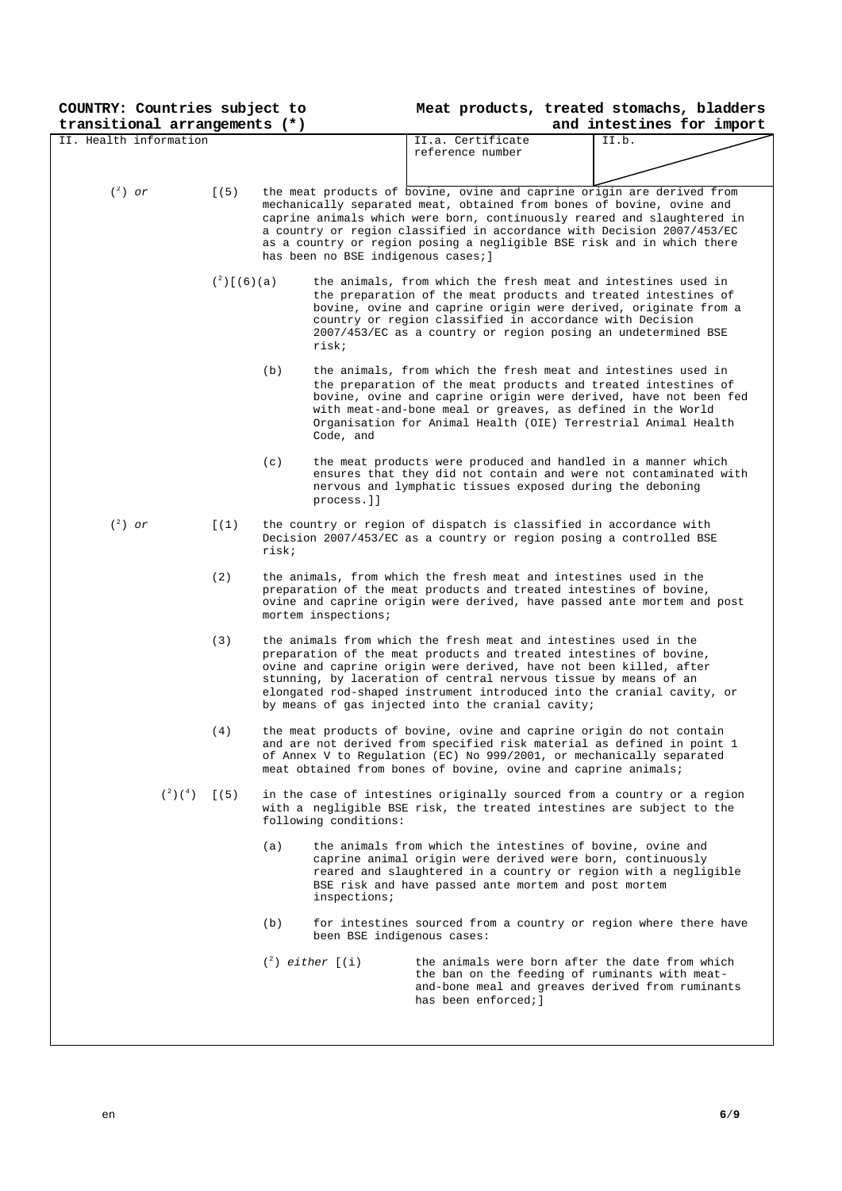**COUNTRY: Countries subject to transitional arrangements (*)**

**Meat products, treated stomachs, bladders and intestines for import**

| II. Health information | II.a. Certificate reference number | II.b. |
|---|---|---|

(²) or [(5) the meat products of bovine, ovine and caprine origin are derived from mechanically separated meat, obtained from bones of bovine, ovine and caprine animals which were born, continuously reared and slaughtered in a country or region classified in accordance with Decision 2007/453/EC as a country or region posing a negligible BSE risk and in which there has been no BSE indigenous cases;]

(²)[(6)(a) the animals, from which the fresh meat and intestines used in the preparation of the meat products and treated intestines of bovine, ovine and caprine origin were derived, originate from a country or region classified in accordance with Decision 2007/453/EC as a country or region posing an undetermined BSE risk;

(b) the animals, from which the fresh meat and intestines used in the preparation of the meat products and treated intestines of bovine, ovine and caprine origin were derived, have not been fed with meat-and-bone meal or greaves, as defined in the World Organisation for Animal Health (OIE) Terrestrial Animal Health Code, and

(c) the meat products were produced and handled in a manner which ensures that they did not contain and were not contaminated with nervous and lymphatic tissues exposed during the deboning process.]]

(²) or [(1) the country or region of dispatch is classified in accordance with Decision 2007/453/EC as a country or region posing a controlled BSE risk;

(2) the animals, from which the fresh meat and intestines used in the preparation of the meat products and treated intestines of bovine, ovine and caprine origin were derived, have passed ante mortem and post mortem inspections;

(3) the animals from which the fresh meat and intestines used in the preparation of the meat products and treated intestines of bovine, ovine and caprine origin were derived, have not been killed, after stunning, by laceration of central nervous tissue by means of an elongated rod-shaped instrument introduced into the cranial cavity, or by means of gas injected into the cranial cavity;

(4) the meat products of bovine, ovine and caprine origin do not contain and are not derived from specified risk material as defined in point 1 of Annex V to Regulation (EC) No 999/2001, or mechanically separated meat obtained from bones of bovine, ovine and caprine animals;

(²)(⁴) [(5) in the case of intestines originally sourced from a country or a region with a negligible BSE risk, the treated intestines are subject to the following conditions:

(a) the animals from which the intestines of bovine, ovine and caprine animal origin were derived were born, continuously reared and slaughtered in a country or region with a negligible BSE risk and have passed ante mortem and post mortem inspections;

(b) for intestines sourced from a country or region where there have been BSE indigenous cases:

(²) *either* [(i) the animals were born after the date from which the ban on the feeding of ruminants with meat-and-bone meal and greaves derived from ruminants has been enforced;]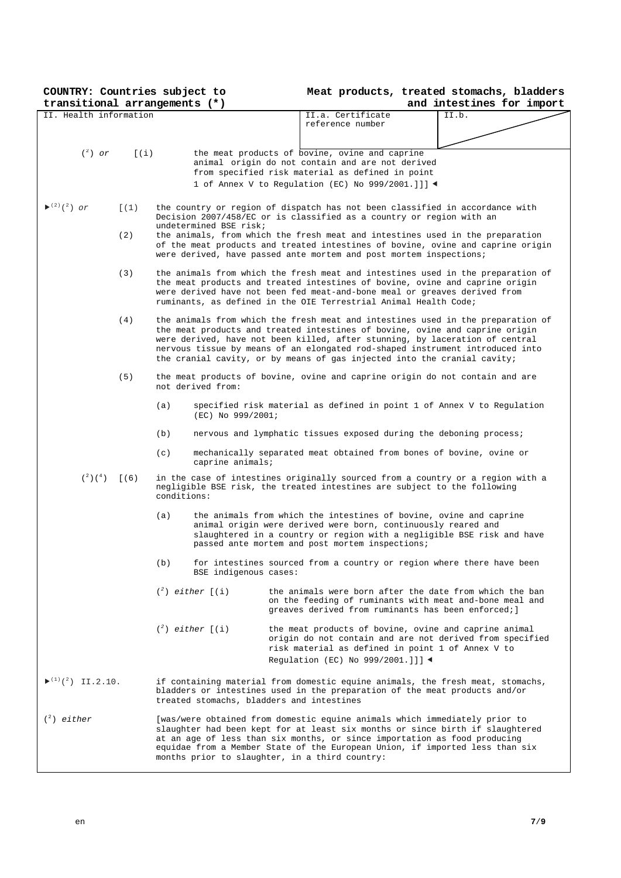**COUNTRY: Countries subject to transitional arrangements (*)**

**Meat products, treated stomachs, bladders and intestines for import**

| II. Health information | II.a. Certificate reference number | II.b. |
|---|---|---|

(2) *or* [(i) the meat products of bovine, ovine and caprine animal origin do not contain and are not derived from specified risk material as defined in point 1 of Annex V to Regulation (EC) No 999/2001.]]] ◄

►(2)(2) *or* [(1) the country or region of dispatch has not been classified in accordance with Decision 2007/458/EC or is classified as a country or region with an undetermined BSE risk;

(2) the animals, from which the fresh meat and intestines used in the preparation of the meat products and treated intestines of bovine, ovine and caprine origin were derived, have passed ante mortem and post mortem inspections;

(3) the animals from which the fresh meat and intestines used in the preparation of the meat products and treated intestines of bovine, ovine and caprine origin were derived have not been fed meat-and-bone meal or greaves derived from ruminants, as defined in the OIE Terrestrial Animal Health Code;

(4) the animals from which the fresh meat and intestines used in the preparation of the meat products and treated intestines of bovine, ovine and caprine origin were derived, have not been killed, after stunning, by laceration of central nervous tissue by means of an elongated rod-shaped instrument introduced into the cranial cavity, or by means of gas injected into the cranial cavity;

(5) the meat products of bovine, ovine and caprine origin do not contain and are not derived from:

(a) specified risk material as defined in point 1 of Annex V to Regulation (EC) No 999/2001;

(b) nervous and lymphatic tissues exposed during the deboning process;

(c) mechanically separated meat obtained from bones of bovine, ovine or caprine animals;

(2)(4) [(6) in the case of intestines originally sourced from a country or a region with a negligible BSE risk, the treated intestines are subject to the following conditions:

(a) the animals from which the intestines of bovine, ovine and caprine animal origin were derived, were born, continuously reared and slaughtered in a country or region with a negligible BSE risk and have passed ante mortem and post mortem inspections;

(b) for intestines sourced from a country or region where there have been BSE indigenous cases:

(2) *either* [(i) the animals were born after the date from which the ban on the feeding of ruminants with meat and-bone meal and greaves derived from ruminants has been enforced;]

(2) *either* [(i) the meat products of bovine, ovine and caprine animal origin do not contain and are not derived from specified risk material as defined in point 1 of Annex V to Regulation (EC) No 999/2001.]]] ◄

►(1)(2) II.2.10. if containing material from domestic equine animals, the fresh meat, stomachs, bladders or intestines used in the preparation of the meat products and/or treated stomachs, bladders and intestines

(2) *either* [was/were obtained from domestic equine animals which immediately prior to slaughter had been kept for at least six months or since birth if slaughtered at an age of less than six months, or since importation as food producing equidae from a Member State of the European Union, if imported less than six months prior to slaughter, in a third country: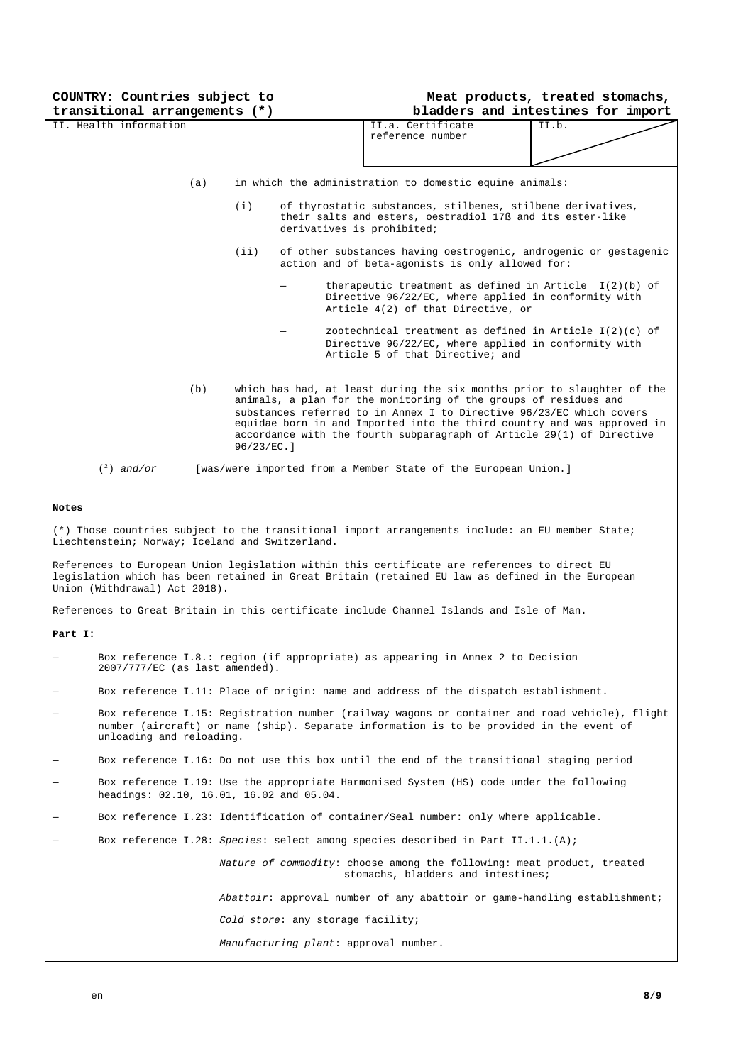**COUNTRY: Countries subject to transitional arrangements (*)**

**Meat products, treated stomachs, bladders and intestines for import**

| II. Health information | II.a. Certificate reference number | II.b. |
|---|---|---|

(a) in which the administration to domestic equine animals:

(i) of thyrostatic substances, stilbenes, stilbene derivatives, their salts and esters, oestradiol 17ß and its ester-like derivatives is prohibited;

(ii) of other substances having oestrogenic, androgenic or gestagenic action and of beta-agonists is only allowed for:

— therapeutic treatment as defined in Article I(2)(b) of Directive 96/22/EC, where applied in conformity with Article 4(2) of that Directive, or

— zootechnical treatment as defined in Article I(2)(c) of Directive 96/22/EC, where applied in conformity with Article 5 of that Directive; and

(b) which has had, at least during the six months prior to slaughter of the animals, a plan for the monitoring of the groups of residues and substances referred to in Annex I to Directive 96/23/EC which covers equidae born in and Imported into the third country and was approved in accordance with the fourth subparagraph of Article 29(1) of Directive 96/23/EC.]

([2]) *and/or* [was/were imported from a Member State of the European Union.]

**Notes**

(*) Those countries subject to the transitional import arrangements include: an EU member State; Liechtenstein; Norway; Iceland and Switzerland.

References to European Union legislation within this certificate are references to direct EU legislation which has been retained in Great Britain (retained EU law as defined in the European Union (Withdrawal) Act 2018).

References to Great Britain in this certificate include Channel Islands and Isle of Man.

**Part I:**

— Box reference I.8.: region (if appropriate) as appearing in Annex 2 to Decision 2007/777/EC (as last amended).

— Box reference I.11: Place of origin: name and address of the dispatch establishment.

— Box reference I.15: Registration number (railway wagons or container and road vehicle), flight number (aircraft) or name (ship). Separate information is to be provided in the event of unloading and reloading.

— Box reference I.16: Do not use this box until the end of the transitional staging period

— Box reference I.19: Use the appropriate Harmonised System (HS) code under the following headings: 02.10, 16.01, 16.02 and 05.04.

— Box reference I.23: Identification of container/Seal number: only where applicable.

— Box reference I.28: *Species*: select among species described in Part II.1.1.(A);

*Nature of commodity*: choose among the following: meat product, treated stomachs, bladders and intestines;

*Abattoir*: approval number of any abattoir or game-handling establishment;

*Cold store*: any storage facility;

*Manufacturing plant*: approval number.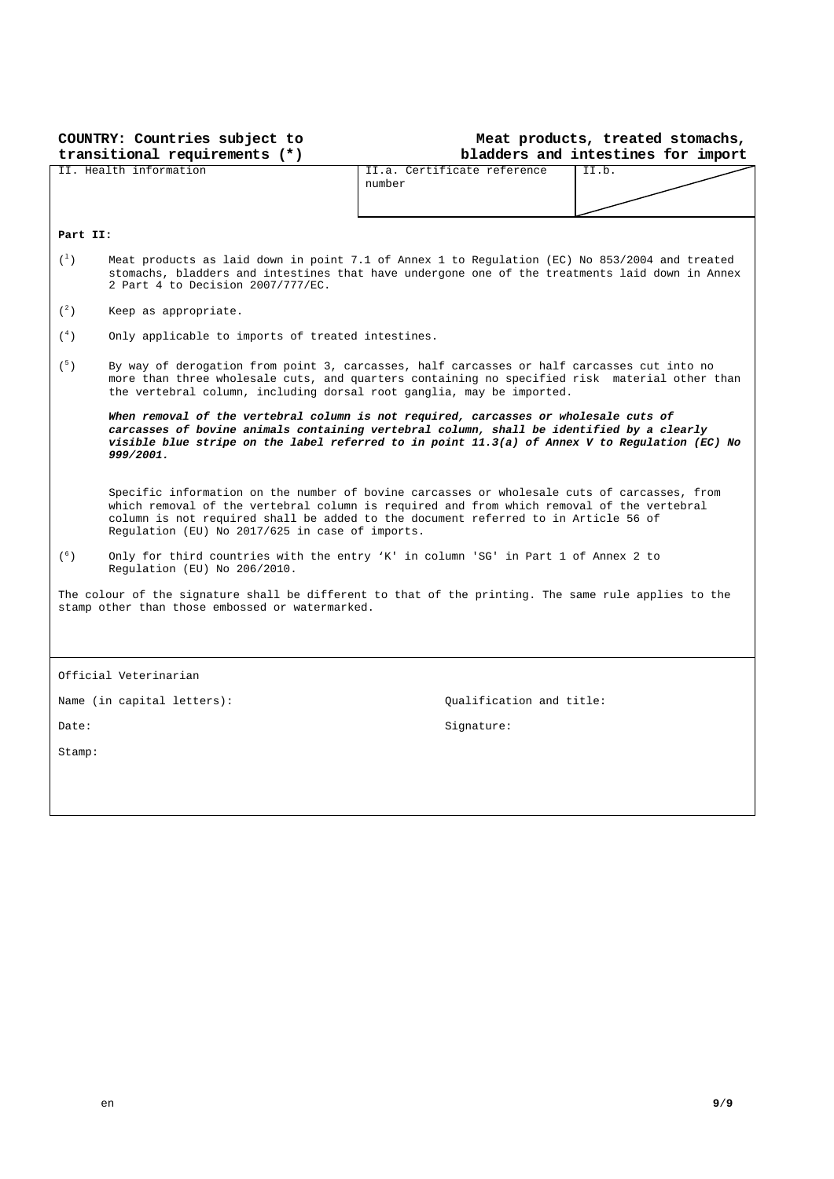**COUNTRY: Countries subject to transitional requirements (*)**

**Meat products, treated stomachs, bladders and intestines for import**

| II. Health information | II.a. Certificate reference number | II.b. |
| --- | --- | --- |

**Part II:**

(1) Meat products as laid down in point 7.1 of Annex 1 to Regulation (EC) No 853/2004 and treated stomachs, bladders and intestines that have undergone one of the treatments laid down in Annex 2 Part 4 to Decision 2007/777/EC.

(2) Keep as appropriate.

(4) Only applicable to imports of treated intestines.

(5) By way of derogation from point 3, carcasses, half carcasses or half carcasses cut into no more than three wholesale cuts, and quarters containing no specified risk material other than the vertebral column, including dorsal root ganglia, may be imported.

***When removal of the vertebral column is not required, carcasses or wholesale cuts of carcasses of bovine animals containing vertebral column, shall be identified by a clearly visible blue stripe on the label referred to in point 11.3(a) of Annex V to Regulation (EC) No 999/2001.***

Specific information on the number of bovine carcasses or wholesale cuts of carcasses, from which removal of the vertebral column is required and from which removal of the vertebral column is not required shall be added to the document referred to in Article 56 of Regulation (EU) No 2017/625 in case of imports.

(6) Only for third countries with the entry 'K' in column 'SG' in Part 1 of Annex 2 to Regulation (EU) No 206/2010.

The colour of the signature shall be different to that of the printing. The same rule applies to the stamp other than those embossed or watermarked.

Official Veterinarian

Name (in capital letters):

Qualification and title:

Date:

Signature:

Stamp: